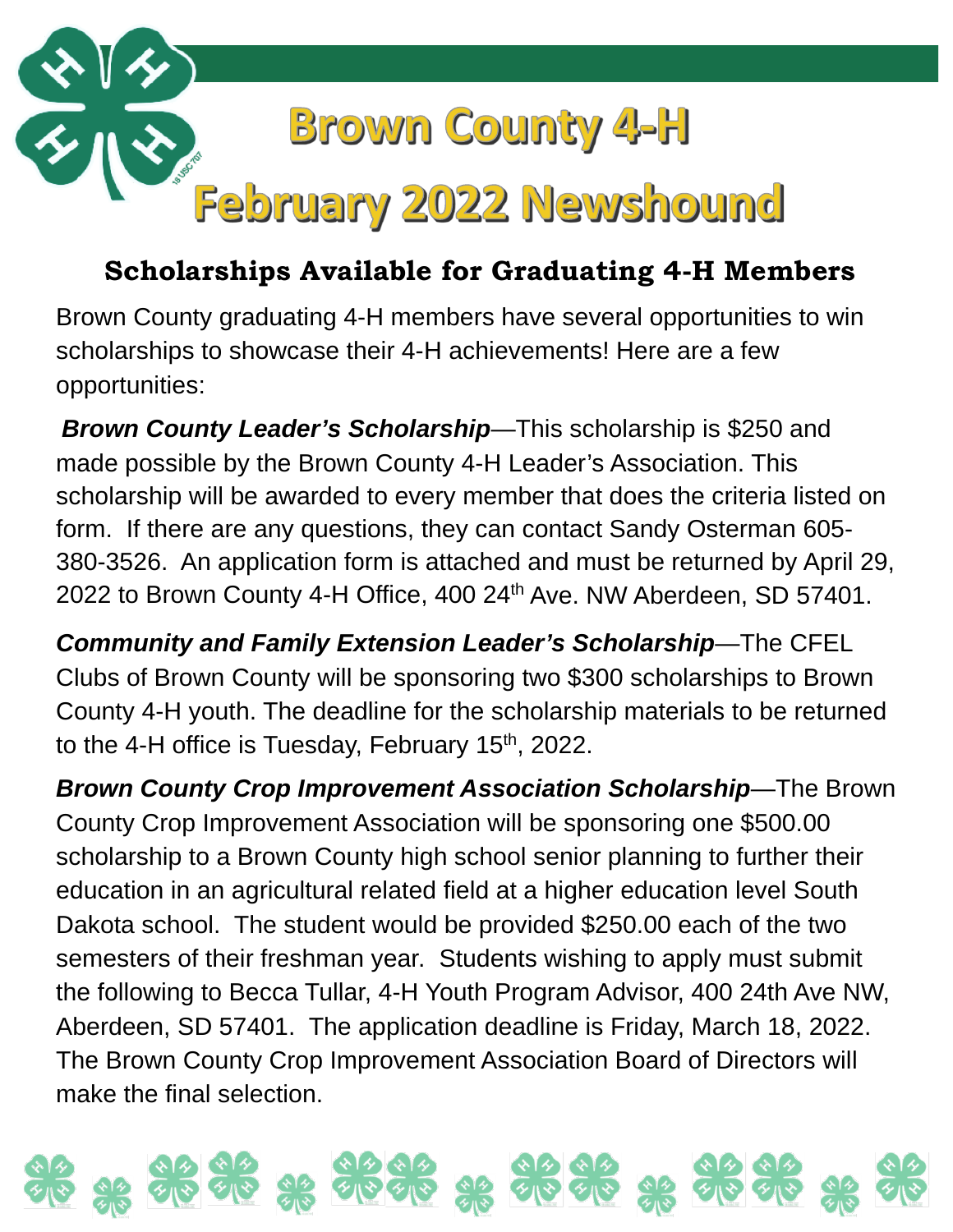# Brown County 4-H

# February 2022 Newshound

## Scholarships Available for Graduating 4-H Members

Brown County graduating 4-H members have several opportunities to win scholarships to showcase their 4-H achievements! Here are a few opportunities:

***Brown County Leader's Scholarship***—This scholarship is $250 and made possible by the Brown County 4-H Leader's Association. This scholarship will be awarded to every member that does the criteria listed on form. If there are any questions, they can contact Sandy Osterman 605-380-3526. An application form is attached and must be returned by April 29, 2022 to Brown County 4-H Office, 400 24th Ave. NW Aberdeen, SD 57401.

***Community and Family Extension Leader's Scholarship***—The CFEL Clubs of Brown County will be sponsoring two $300 scholarships to Brown County 4-H youth. The deadline for the scholarship materials to be returned to the 4-H office is Tuesday, February 15th, 2022.

***Brown County Crop Improvement Association Scholarship***—The Brown County Crop Improvement Association will be sponsoring one $500.00 scholarship to a Brown County high school senior planning to further their education in an agricultural related field at a higher education level South Dakota school. The student would be provided $250.00 each of the two semesters of their freshman year. Students wishing to apply must submit the following to Becca Tullar, 4-H Youth Program Advisor, 400 24th Ave NW, Aberdeen, SD 57401. The application deadline is Friday, March 18, 2022. The Brown County Crop Improvement Association Board of Directors will make the final selection.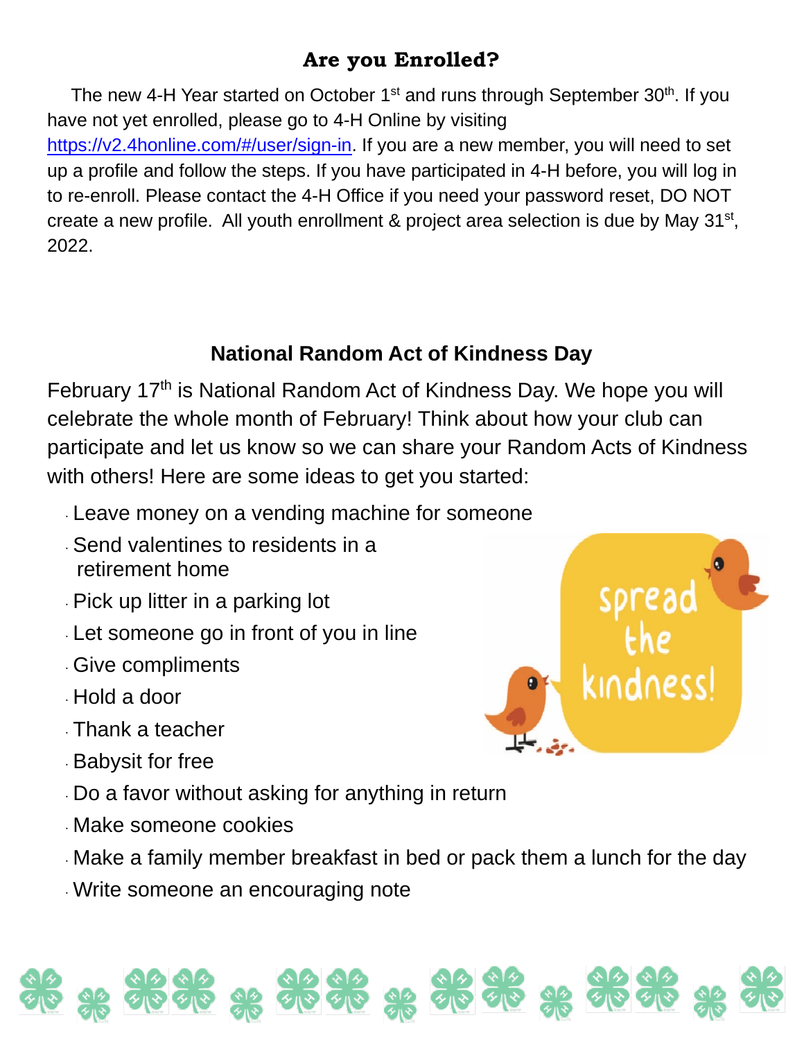## Are you Enrolled?

The new 4-H Year started on October 1st and runs through September 30th. If you have not yet enrolled, please go to 4-H Online by visiting https://v2.4honline.com/#/user/sign-in. If you are a new member, you will need to set up a profile and follow the steps. If you have participated in 4-H before, you will log in to re-enroll. Please contact the 4-H Office if you need your password reset, DO NOT create a new profile. All youth enrollment & project area selection is due by May 31st, 2022.

## National Random Act of Kindness Day

February 17th is National Random Act of Kindness Day. We hope you will celebrate the whole month of February! Think about how your club can participate and let us know so we can share your Random Acts of Kindness with others! Here are some ideas to get you started:

- Leave money on a vending machine for someone
- Send valentines to residents in a retirement home
- Pick up litter in a parking lot
- Let someone go in front of you in line
- Give compliments
- Hold a door
- Thank a teacher
- Babysit for free
- Do a favor without asking for anything in return
- Make someone cookies
- Make a family member breakfast in bed or pack them a lunch for the day
- Write someone an encouraging note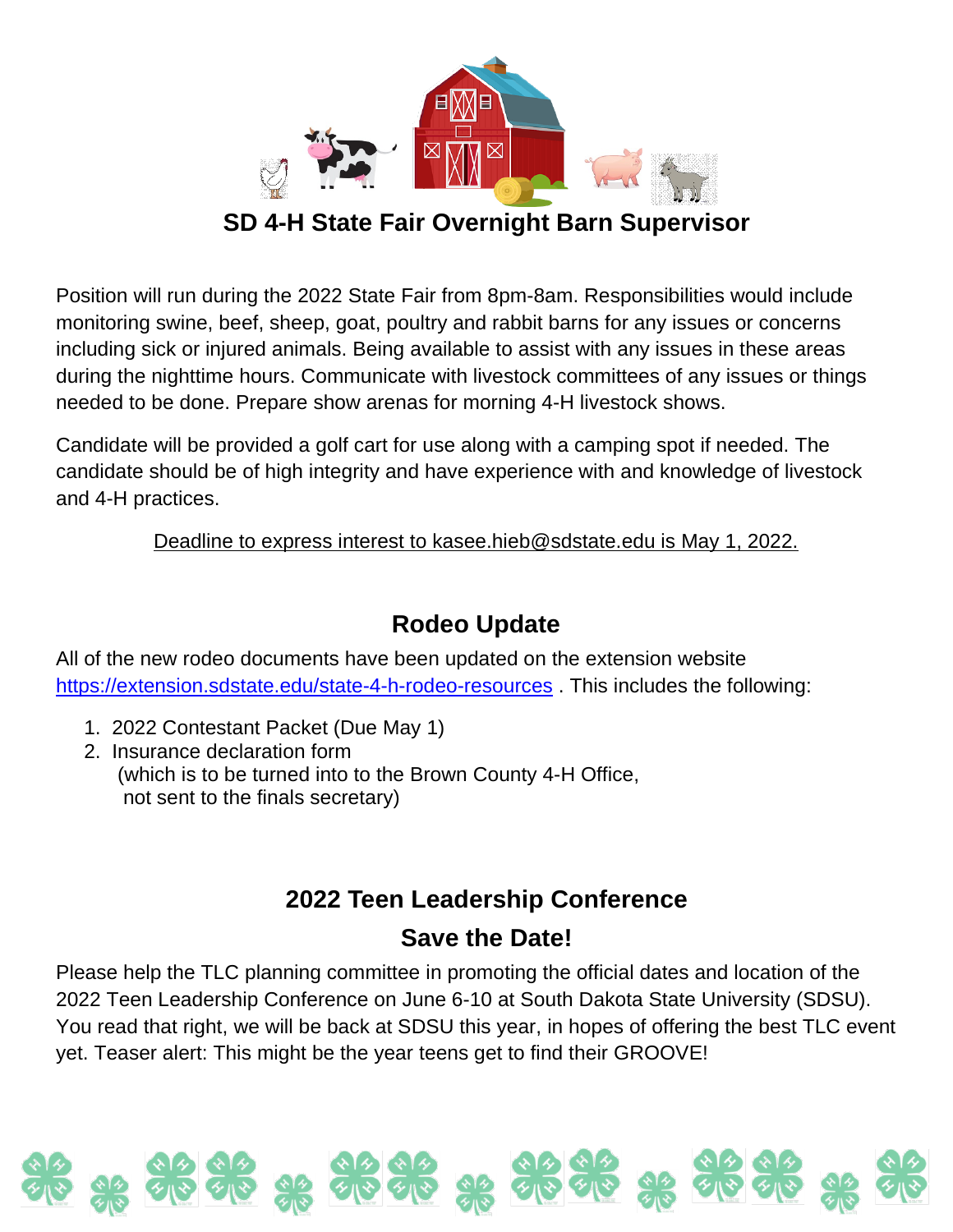## SD 4-H State Fair Overnight Barn Supervisor

Position will run during the 2022 State Fair from 8pm-8am. Responsibilities would include monitoring swine, beef, sheep, goat, poultry and rabbit barns for any issues or concerns including sick or injured animals. Being available to assist with any issues in these areas during the nighttime hours. Communicate with livestock committees of any issues or things needed to be done. Prepare show arenas for morning 4-H livestock shows.

Candidate will be provided a golf cart for use along with a camping spot if needed. The candidate should be of high integrity and have experience with and knowledge of livestock and 4-H practices.

Deadline to express interest to kasee.hieb@sdstate.edu is May 1, 2022.

## Rodeo Update

All of the new rodeo documents have been updated on the extension website https://extension.sdstate.edu/state-4-h-rodeo-resources . This includes the following:

1. 2022 Contestant Packet (Due May 1)
2. Insurance declaration form
   (which is to be turned into to the Brown County 4-H Office, not sent to the finals secretary)

## 2022 Teen Leadership Conference

## Save the Date!

Please help the TLC planning committee in promoting the official dates and location of the 2022 Teen Leadership Conference on June 6-10 at South Dakota State University (SDSU). You read that right, we will be back at SDSU this year, in hopes of offering the best TLC event yet. Teaser alert: This might be the year teens get to find their GROOVE!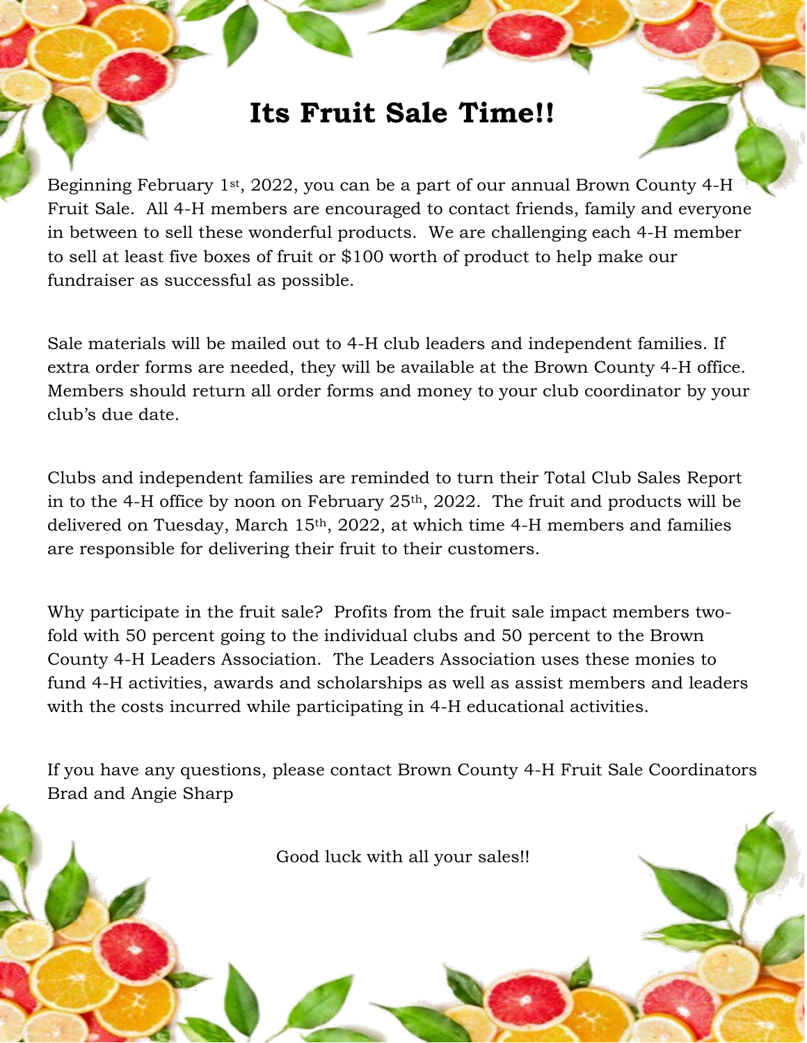# Its Fruit Sale Time!!

Beginning February 1st, 2022, you can be a part of our annual Brown County 4-H Fruit Sale. All 4-H members are encouraged to contact friends, family and everyone in between to sell these wonderful products. We are challenging each 4-H member to sell at least five boxes of fruit or $100 worth of product to help make our fundraiser as successful as possible.

Sale materials will be mailed out to 4-H club leaders and independent families. If extra order forms are needed, they will be available at the Brown County 4-H office. Members should return all order forms and money to your club coordinator by your club's due date.

Clubs and independent families are reminded to turn their Total Club Sales Report in to the 4-H office by noon on February 25th, 2022. The fruit and products will be delivered on Tuesday, March 15th, 2022, at which time 4-H members and families are responsible for delivering their fruit to their customers.

Why participate in the fruit sale? Profits from the fruit sale impact members two-fold with 50 percent going to the individual clubs and 50 percent to the Brown County 4-H Leaders Association. The Leaders Association uses these monies to fund 4-H activities, awards and scholarships as well as assist members and leaders with the costs incurred while participating in 4-H educational activities.

If you have any questions, please contact Brown County 4-H Fruit Sale Coordinators Brad and Angie Sharp

Good luck with all your sales!!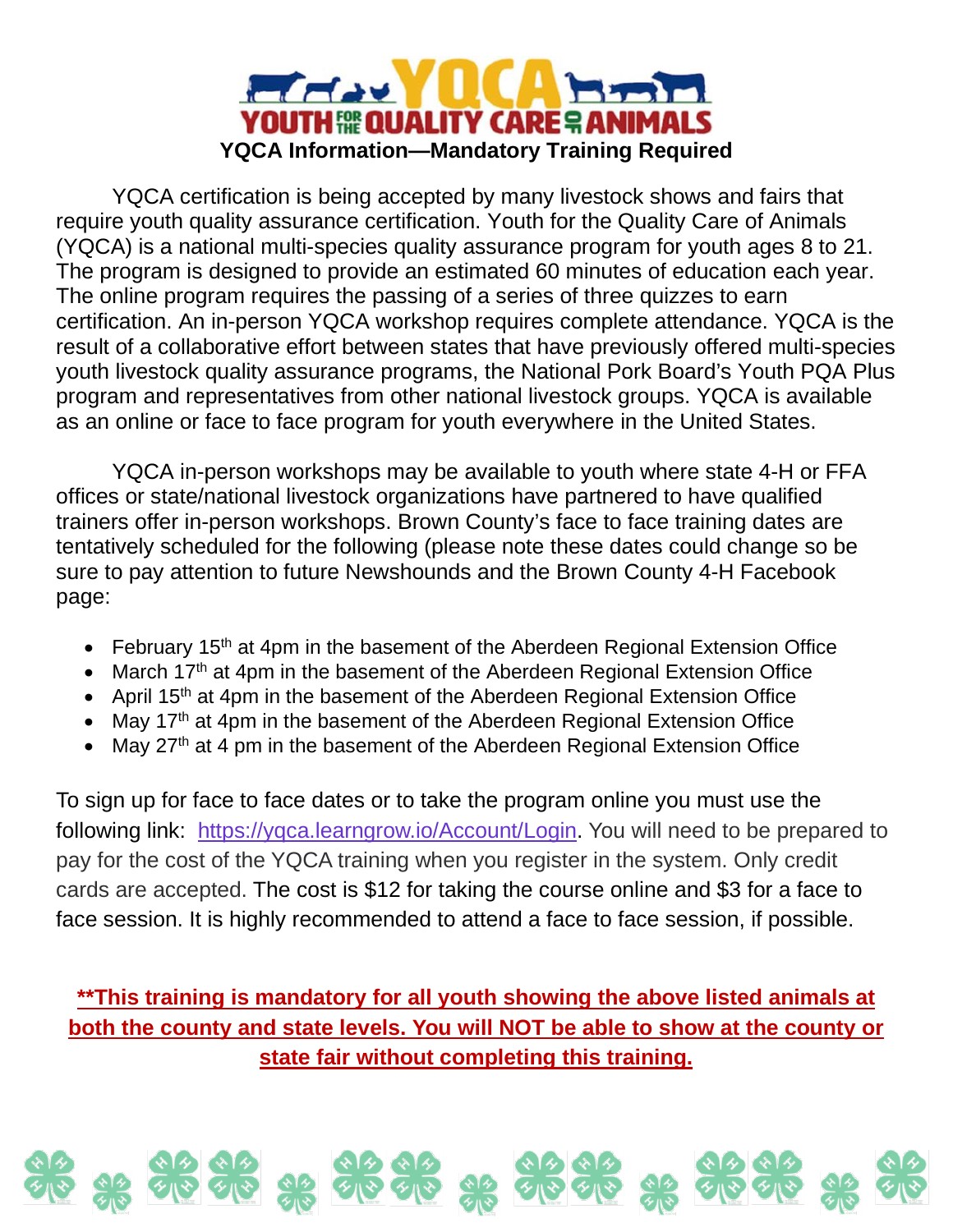# YOUTH FOR THE QUALITY CARE OF ANIMALS

## YQCA Information—Mandatory Training Required

YQCA certification is being accepted by many livestock shows and fairs that require youth quality assurance certification. Youth for the Quality Care of Animals (YQCA) is a national multi-species quality assurance program for youth ages 8 to 21. The program is designed to provide an estimated 60 minutes of education each year. The online program requires the passing of a series of three quizzes to earn certification. An in-person YQCA workshop requires complete attendance. YQCA is the result of a collaborative effort between states that have previously offered multi-species youth livestock quality assurance programs, the National Pork Board's Youth PQA Plus program and representatives from other national livestock groups. YQCA is available as an online or face to face program for youth everywhere in the United States.

YQCA in-person workshops may be available to youth where state 4-H or FFA offices or state/national livestock organizations have partnered to have qualified trainers offer in-person workshops. Brown County's face to face training dates are tentatively scheduled for the following (please note these dates could change so be sure to pay attention to future Newshounds and the Brown County 4-H Facebook page:

- February 15th at 4pm in the basement of the Aberdeen Regional Extension Office
- March 17th at 4pm in the basement of the Aberdeen Regional Extension Office
- April 15th at 4pm in the basement of the Aberdeen Regional Extension Office
- May 17th at 4pm in the basement of the Aberdeen Regional Extension Office
- May 27th at 4 pm in the basement of the Aberdeen Regional Extension Office

To sign up for face to face dates or to take the program online you must use the following link: https://yqca.learngrow.io/Account/Login. You will need to be prepared to pay for the cost of the YQCA training when you register in the system. Only credit cards are accepted. The cost is $12 for taking the course online and $3 for a face to face session. It is highly recommended to attend a face to face session, if possible.

**__**This training is mandatory for all youth showing the above listed animals at both the county and state levels. You will NOT be able to show at the county or state fair without completing this training.__**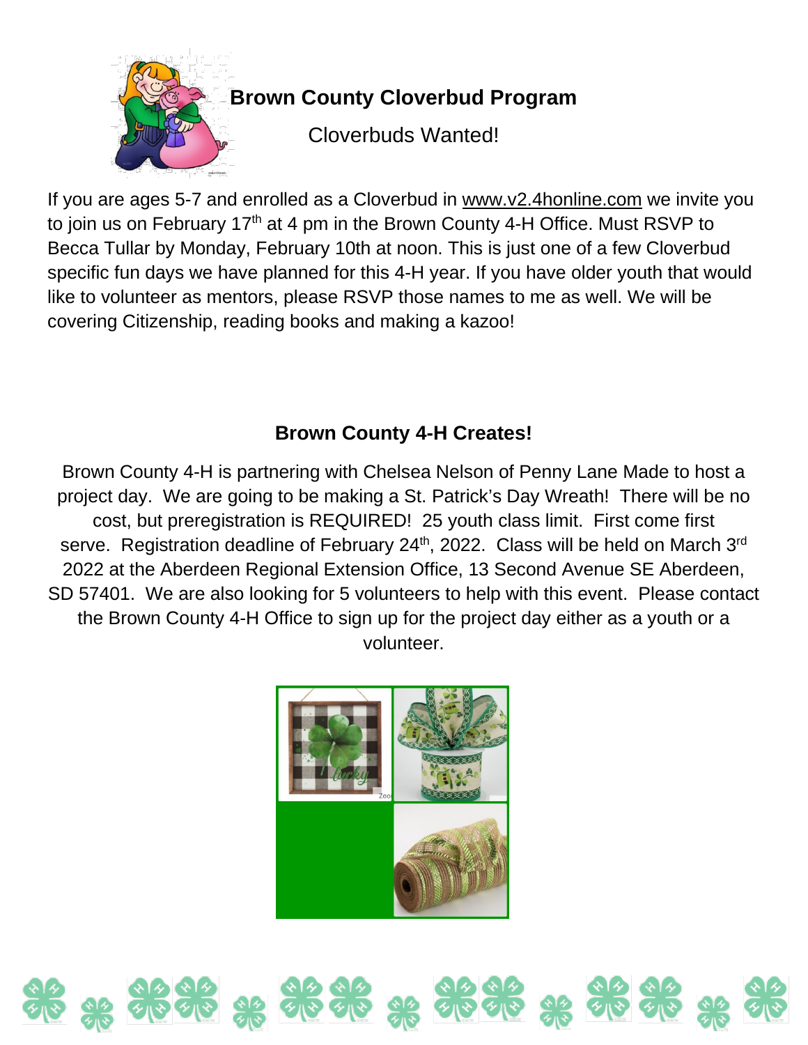## Brown County Cloverbud Program

Cloverbuds Wanted!

If you are ages 5-7 and enrolled as a Cloverbud in www.v2.4honline.com we invite you to join us on February 17th at 4 pm in the Brown County 4-H Office. Must RSVP to Becca Tullar by Monday, February 10th at noon. This is just one of a few Cloverbud specific fun days we have planned for this 4-H year. If you have older youth that would like to volunteer as mentors, please RSVP those names to me as well. We will be covering Citizenship, reading books and making a kazoo!

## Brown County 4-H Creates!

Brown County 4-H is partnering with Chelsea Nelson of Penny Lane Made to host a project day. We are going to be making a St. Patrick's Day Wreath! There will be no cost, but preregistration is REQUIRED! 25 youth class limit. First come first serve. Registration deadline of February 24th, 2022. Class will be held on March 3rd 2022 at the Aberdeen Regional Extension Office, 13 Second Avenue SE Aberdeen, SD 57401. We are also looking for 5 volunteers to help with this event. Please contact the Brown County 4-H Office to sign up for the project day either as a youth or a volunteer.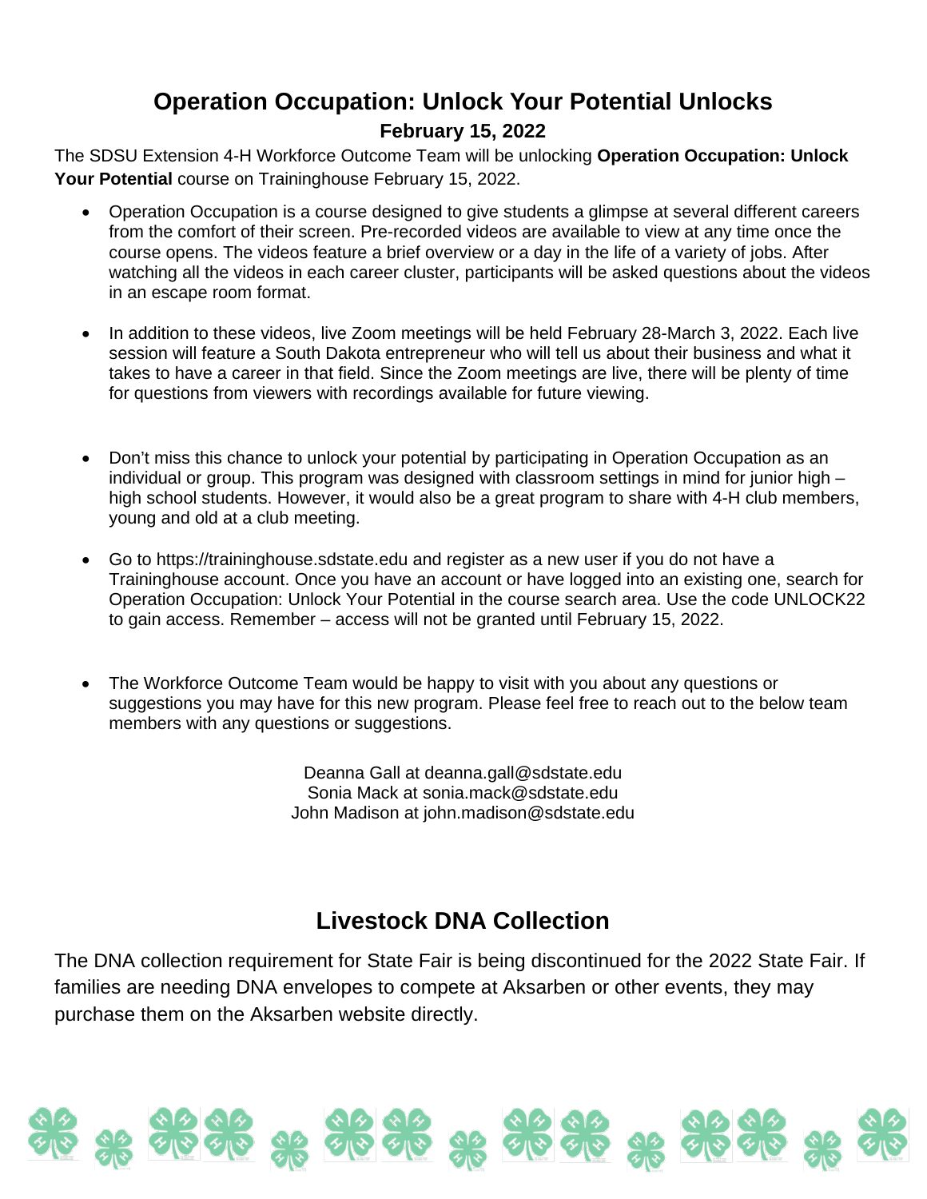## Operation Occupation: Unlock Your Potential Unlocks

### February 15, 2022

The SDSU Extension 4-H Workforce Outcome Team will be unlocking **Operation Occupation: Unlock Your Potential** course on Traininghouse February 15, 2022.

- Operation Occupation is a course designed to give students a glimpse at several different careers from the comfort of their screen. Pre-recorded videos are available to view at any time once the course opens. The videos feature a brief overview or a day in the life of a variety of jobs. After watching all the videos in each career cluster, participants will be asked questions about the videos in an escape room format.

- In addition to these videos, live Zoom meetings will be held February 28-March 3, 2022. Each live session will feature a South Dakota entrepreneur who will tell us about their business and what it takes to have a career in that field. Since the Zoom meetings are live, there will be plenty of time for questions from viewers with recordings available for future viewing.

- Don't miss this chance to unlock your potential by participating in Operation Occupation as an individual or group. This program was designed with classroom settings in mind for junior high – high school students. However, it would also be a great program to share with 4-H club members, young and old at a club meeting.

- Go to https://traininghouse.sdstate.edu and register as a new user if you do not have a Traininghouse account. Once you have an account or have logged into an existing one, search for Operation Occupation: Unlock Your Potential in the course search area. Use the code UNLOCK22 to gain access. Remember – access will not be granted until February 15, 2022.

- The Workforce Outcome Team would be happy to visit with you about any questions or suggestions you may have for this new program. Please feel free to reach out to the below team members with any questions or suggestions.

Deanna Gall at deanna.gall@sdstate.edu
Sonia Mack at sonia.mack@sdstate.edu
John Madison at john.madison@sdstate.edu

## Livestock DNA Collection

The DNA collection requirement for State Fair is being discontinued for the 2022 State Fair. If families are needing DNA envelopes to compete at Aksarben or other events, they may purchase them on the Aksarben website directly.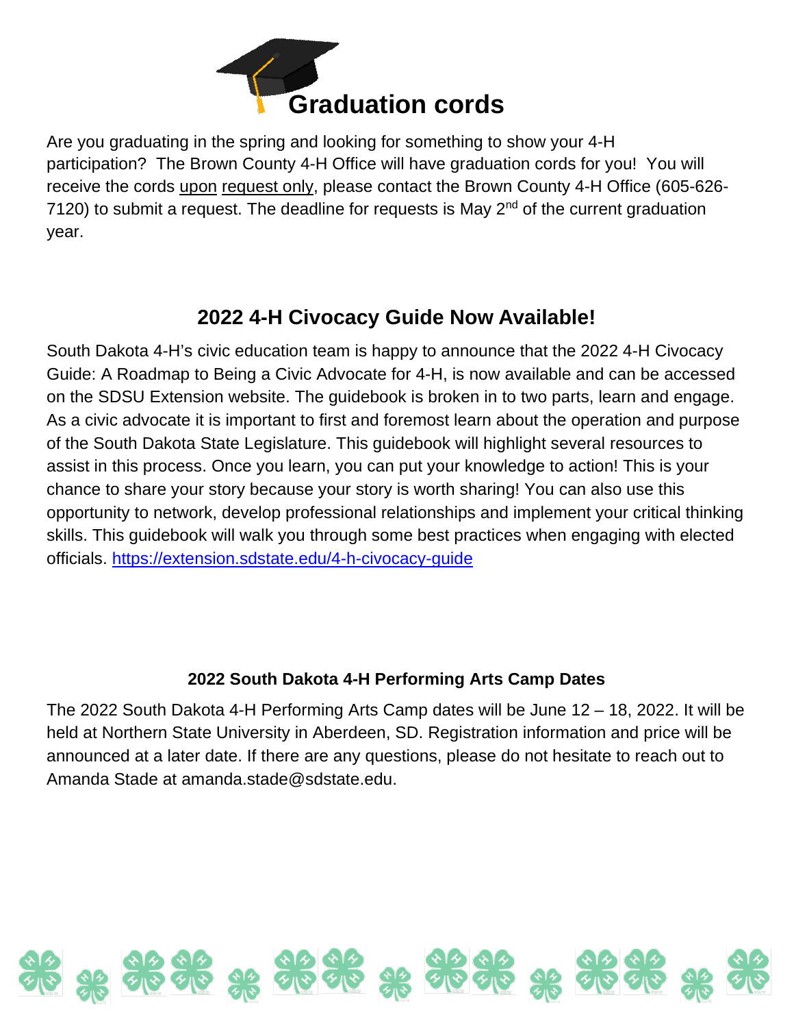# Graduation cords

Are you graduating in the spring and looking for something to show your 4-H participation? The Brown County 4-H Office will have graduation cords for you! You will receive the cords upon request only, please contact the Brown County 4-H Office (605-626-7120) to submit a request. The deadline for requests is May 2nd of the current graduation year.

## 2022 4-H Civocacy Guide Now Available!

South Dakota 4-H's civic education team is happy to announce that the 2022 4-H Civocacy Guide: A Roadmap to Being a Civic Advocate for 4-H, is now available and can be accessed on the SDSU Extension website. The guidebook is broken in to two parts, learn and engage. As a civic advocate it is important to first and foremost learn about the operation and purpose of the South Dakota State Legislature. This guidebook will highlight several resources to assist in this process. Once you learn, you can put your knowledge to action! This is your chance to share your story because your story is worth sharing! You can also use this opportunity to network, develop professional relationships and implement your critical thinking skills. This guidebook will walk you through some best practices when engaging with elected officials. https://extension.sdstate.edu/4-h-civocacy-guide

### 2022 South Dakota 4-H Performing Arts Camp Dates

The 2022 South Dakota 4-H Performing Arts Camp dates will be June 12 – 18, 2022. It will be held at Northern State University in Aberdeen, SD. Registration information and price will be announced at a later date. If there are any questions, please do not hesitate to reach out to Amanda Stade at amanda.stade@sdstate.edu.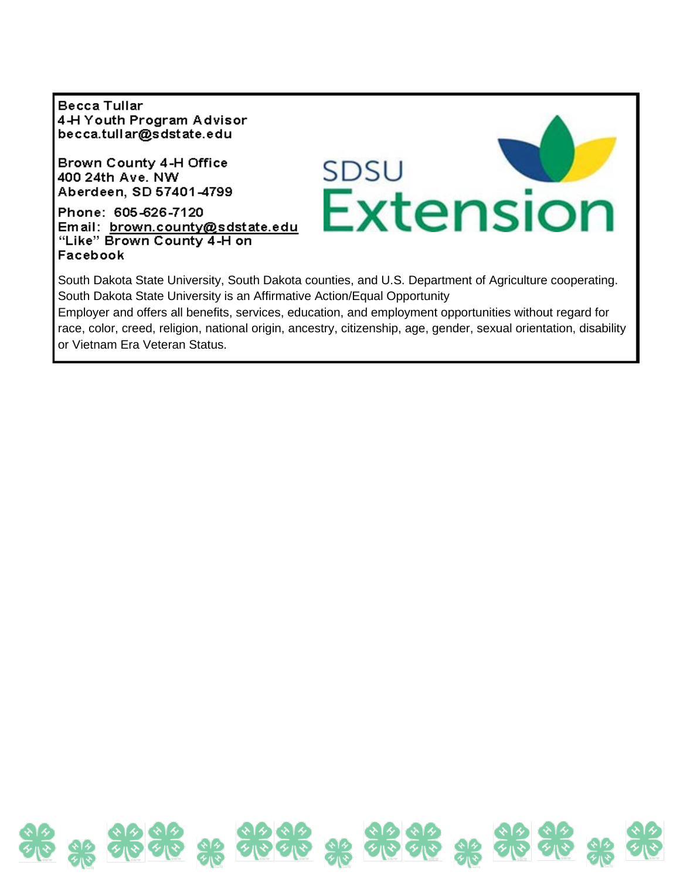Becca Tullar
4-H Youth Program Advisor
becca.tullar@sdstate.edu

Brown County 4-H Office
400 24th Ave. NW
Aberdeen, SD 57401-4799

Phone: 605-626-7120
Email: brown.county@sdstate.edu
"Like" Brown County 4-H on Facebook

SDSU Extension

South Dakota State University, South Dakota counties, and U.S. Department of Agriculture cooperating. South Dakota State University is an Affirmative Action/Equal Opportunity Employer and offers all benefits, services, education, and employment opportunities without regard for race, color, creed, religion, national origin, ancestry, citizenship, age, gender, sexual orientation, disability or Vietnam Era Veteran Status.